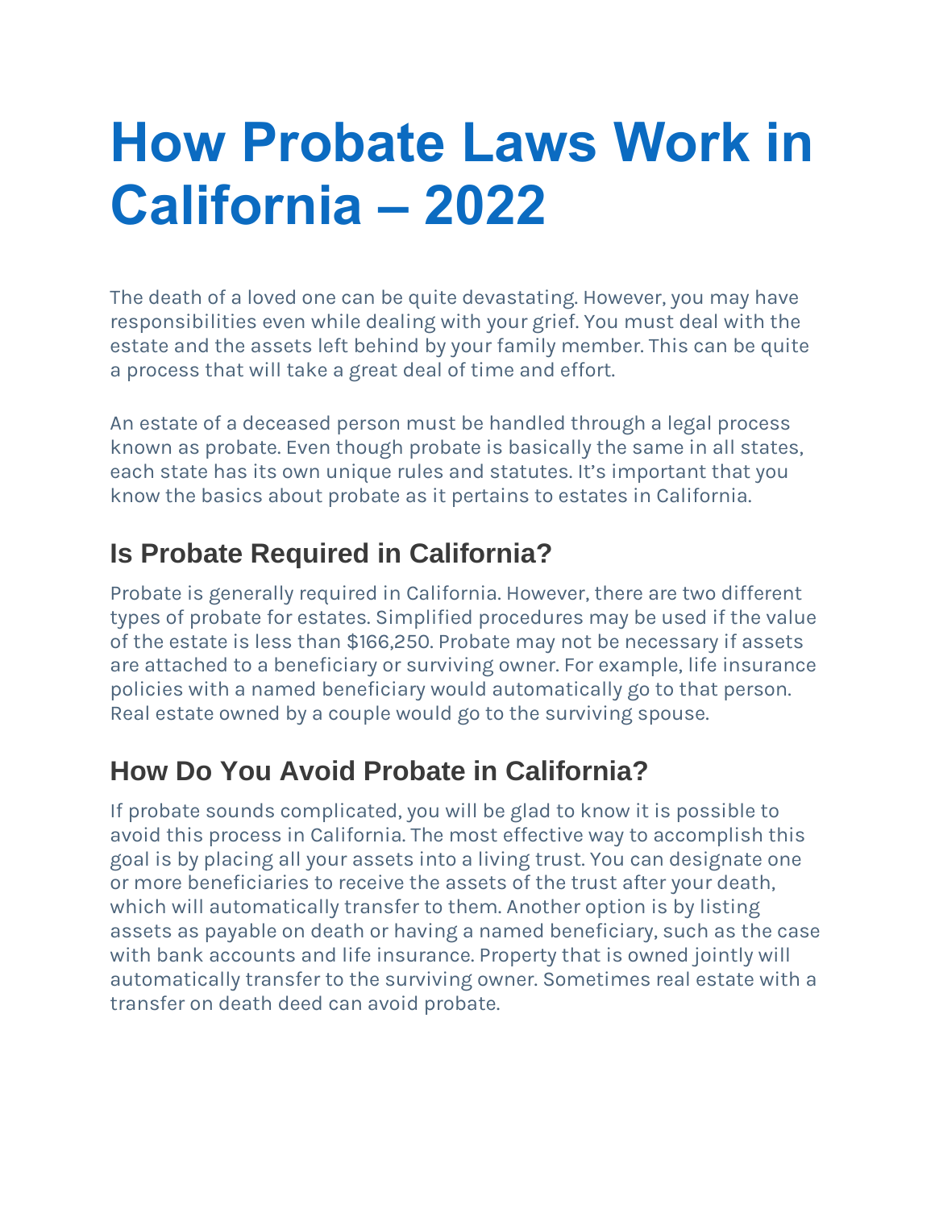# How Probate Laws Work in California – 2022

The death of a loved one can be quite devastating. However, you may have responsibilities even while dealing with your grief. You must deal with the estate and the assets left behind by your family member. This can be quite a process that will take a great deal of time and effort.

An estate of a deceased person must be handled through a legal process known as probate. Even though probate is basically the same in all states, each state has its own unique rules and statutes. It's important that you know the basics about probate as it pertains to estates in California.

## Is Probate Required in California?

Probate is generally required in California. However, there are two different types of probate for estates. Simplified procedures may be used if the value of the estate is less than $166,250. Probate may not be necessary if assets are attached to a beneficiary or surviving owner. For example, life insurance policies with a named beneficiary would automatically go to that person. Real estate owned by a couple would go to the surviving spouse.

## How Do You Avoid Probate in California?

If probate sounds complicated, you will be glad to know it is possible to avoid this process in California. The most effective way to accomplish this goal is by placing all your assets into a living trust. You can designate one or more beneficiaries to receive the assets of the trust after your death, which will automatically transfer to them. Another option is by listing assets as payable on death or having a named beneficiary, such as the case with bank accounts and life insurance. Property that is owned jointly will automatically transfer to the surviving owner. Sometimes real estate with a transfer on death deed can avoid probate.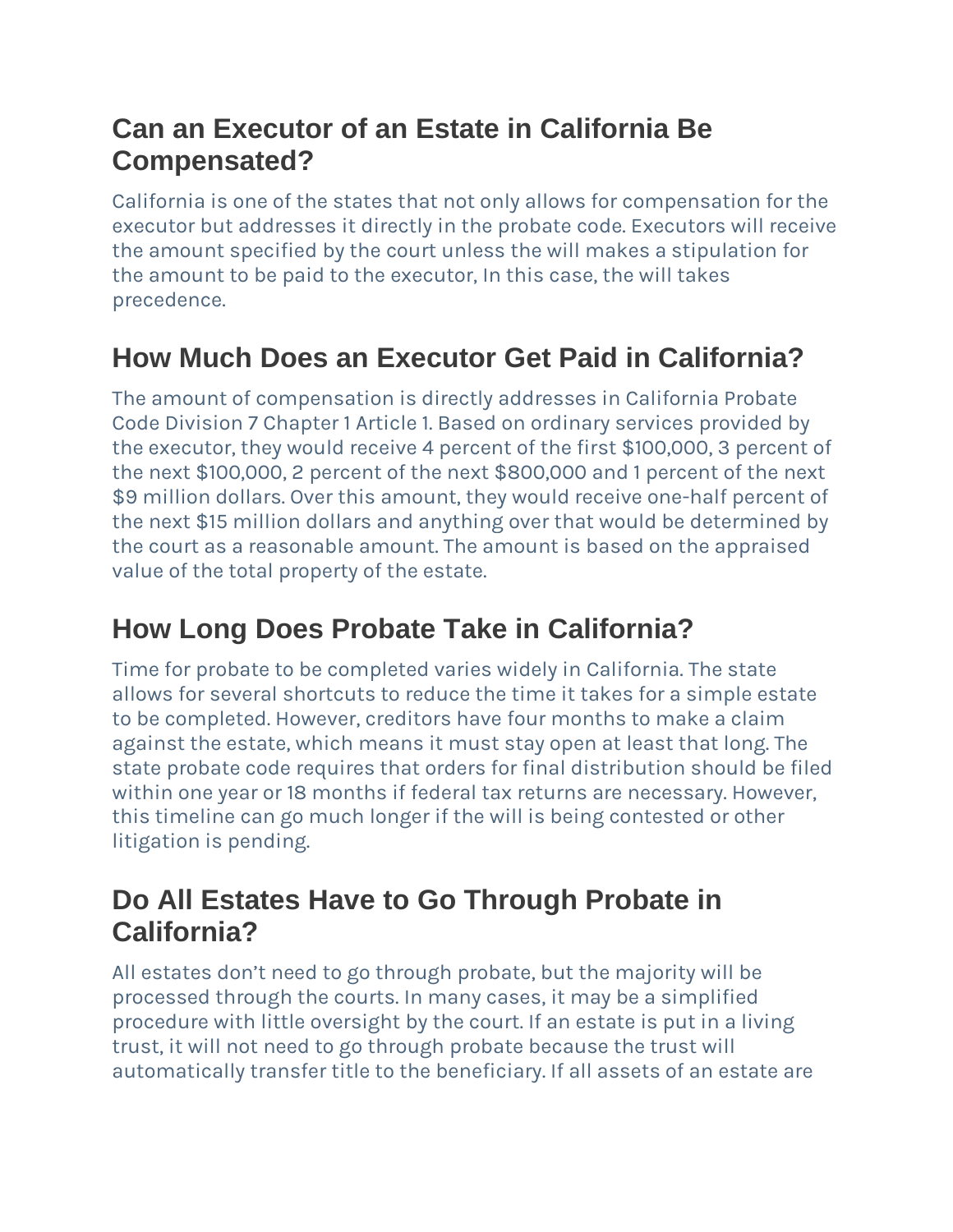## Can an Executor of an Estate in California Be Compensated?

California is one of the states that not only allows for compensation for the executor but addresses it directly in the probate code. Executors will receive the amount specified by the court unless the will makes a stipulation for the amount to be paid to the executor, In this case, the will takes precedence.

## How Much Does an Executor Get Paid in California?

The amount of compensation is directly addresses in California Probate Code Division 7 Chapter 1 Article 1. Based on ordinary services provided by the executor, they would receive 4 percent of the first $100,000, 3 percent of the next $100,000, 2 percent of the next $800,000 and 1 percent of the next $9 million dollars. Over this amount, they would receive one-half percent of the next $15 million dollars and anything over that would be determined by the court as a reasonable amount. The amount is based on the appraised value of the total property of the estate.

## How Long Does Probate Take in California?

Time for probate to be completed varies widely in California. The state allows for several shortcuts to reduce the time it takes for a simple estate to be completed. However, creditors have four months to make a claim against the estate, which means it must stay open at least that long. The state probate code requires that orders for final distribution should be filed within one year or 18 months if federal tax returns are necessary. However, this timeline can go much longer if the will is being contested or other litigation is pending.

## Do All Estates Have to Go Through Probate in California?

All estates don't need to go through probate, but the majority will be processed through the courts. In many cases, it may be a simplified procedure with little oversight by the court. If an estate is put in a living trust, it will not need to go through probate because the trust will automatically transfer title to the beneficiary. If all assets of an estate are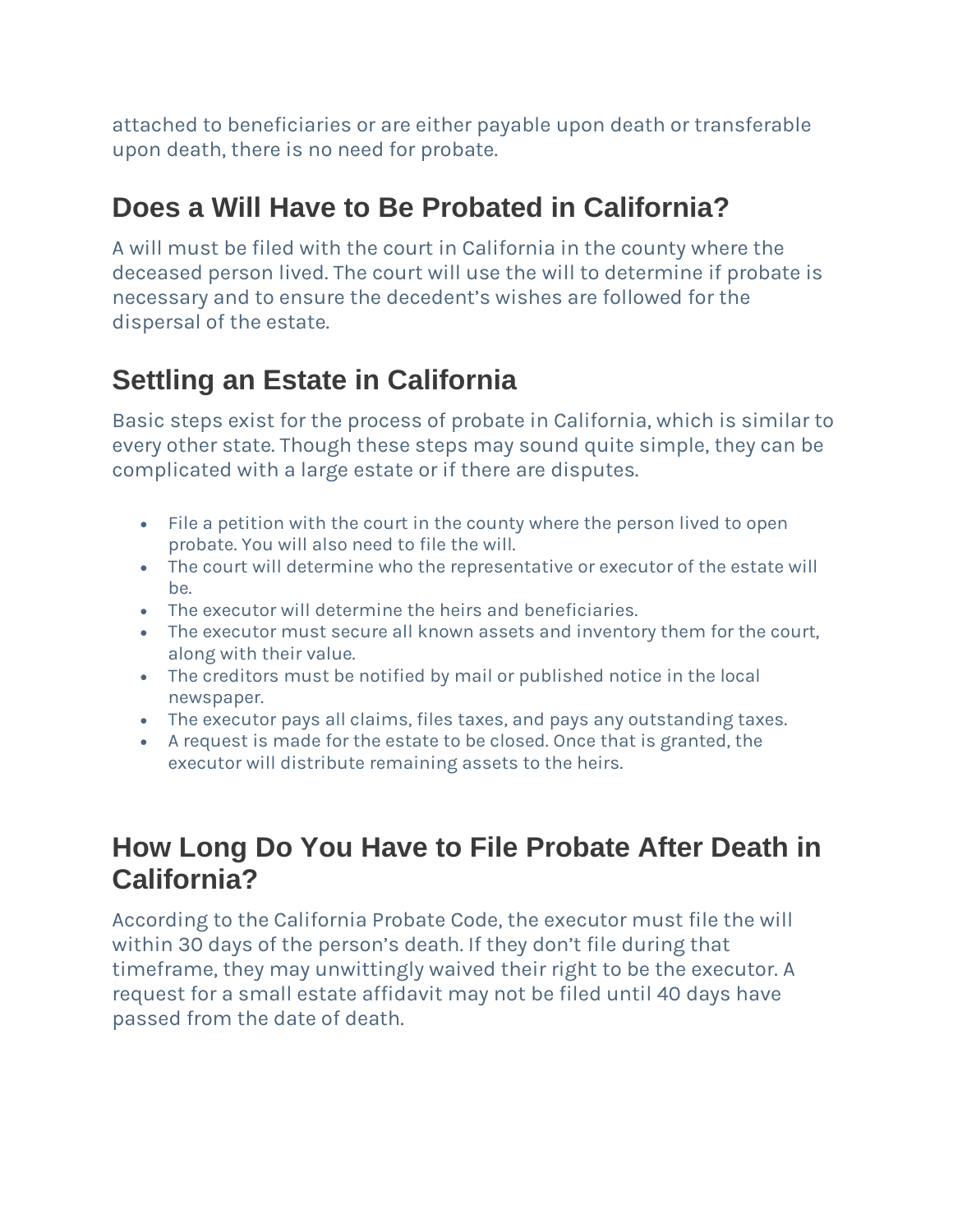attached to beneficiaries or are either payable upon death or transferable upon death, there is no need for probate.

## Does a Will Have to Be Probated in California?

A will must be filed with the court in California in the county where the deceased person lived. The court will use the will to determine if probate is necessary and to ensure the decedent's wishes are followed for the dispersal of the estate.

## Settling an Estate in California

Basic steps exist for the process of probate in California, which is similar to every other state. Though these steps may sound quite simple, they can be complicated with a large estate or if there are disputes.

- File a petition with the court in the county where the person lived to open probate. You will also need to file the will.
- The court will determine who the representative or executor of the estate will be.
- The executor will determine the heirs and beneficiaries.
- The executor must secure all known assets and inventory them for the court, along with their value.
- The creditors must be notified by mail or published notice in the local newspaper.
- The executor pays all claims, files taxes, and pays any outstanding taxes.
- A request is made for the estate to be closed. Once that is granted, the executor will distribute remaining assets to the heirs.

## How Long Do You Have to File Probate After Death in California?

According to the California Probate Code, the executor must file the will within 30 days of the person's death. If they don't file during that timeframe, they may unwittingly waived their right to be the executor. A request for a small estate affidavit may not be filed until 40 days have passed from the date of death.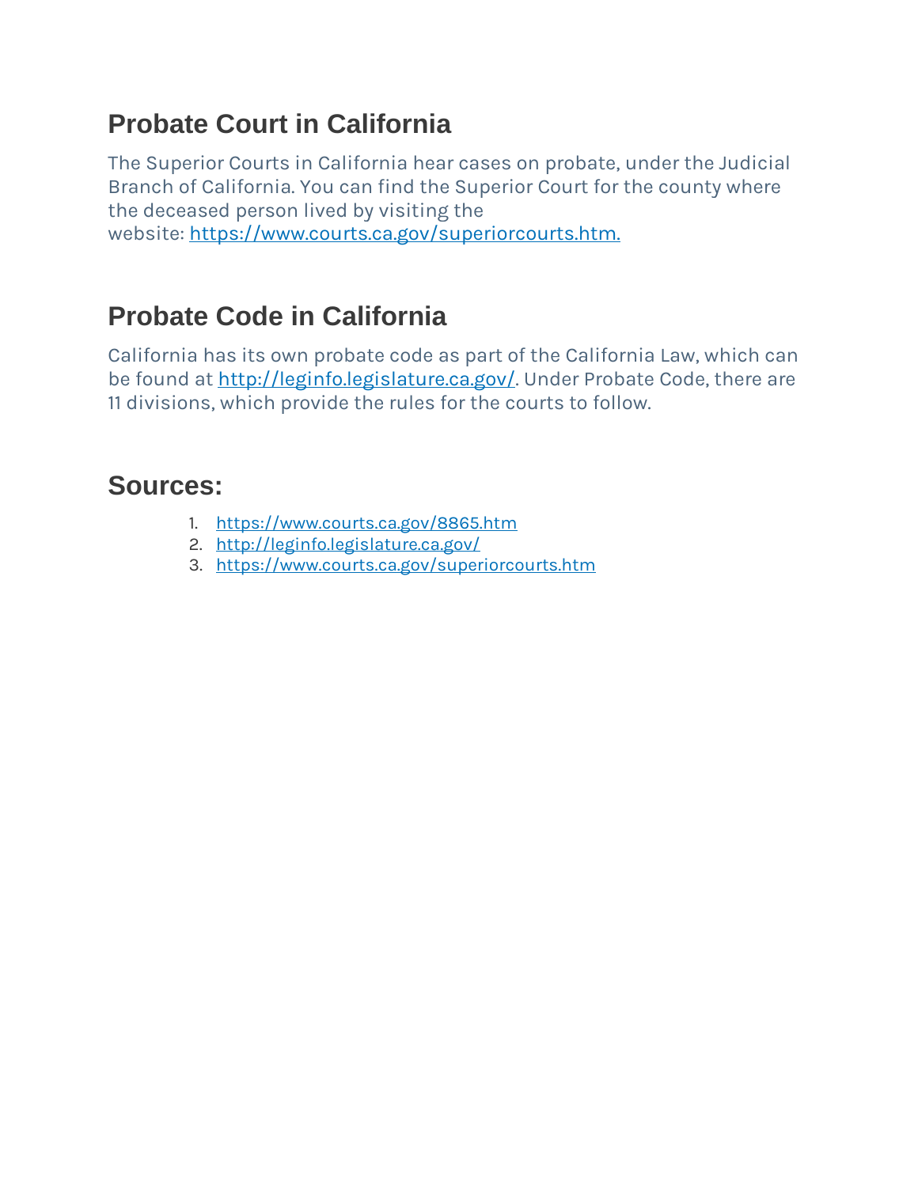## Probate Court in California

The Superior Courts in California hear cases on probate, under the Judicial Branch of California. You can find the Superior Court for the county where the deceased person lived by visiting the website: https://www.courts.ca.gov/superiorcourts.htm.

## Probate Code in California

California has its own probate code as part of the California Law, which can be found at http://leginfo.legislature.ca.gov/. Under Probate Code, there are 11 divisions, which provide the rules for the courts to follow.

## Sources:

1. https://www.courts.ca.gov/8865.htm
2. http://leginfo.legislature.ca.gov/
3. https://www.courts.ca.gov/superiorcourts.htm